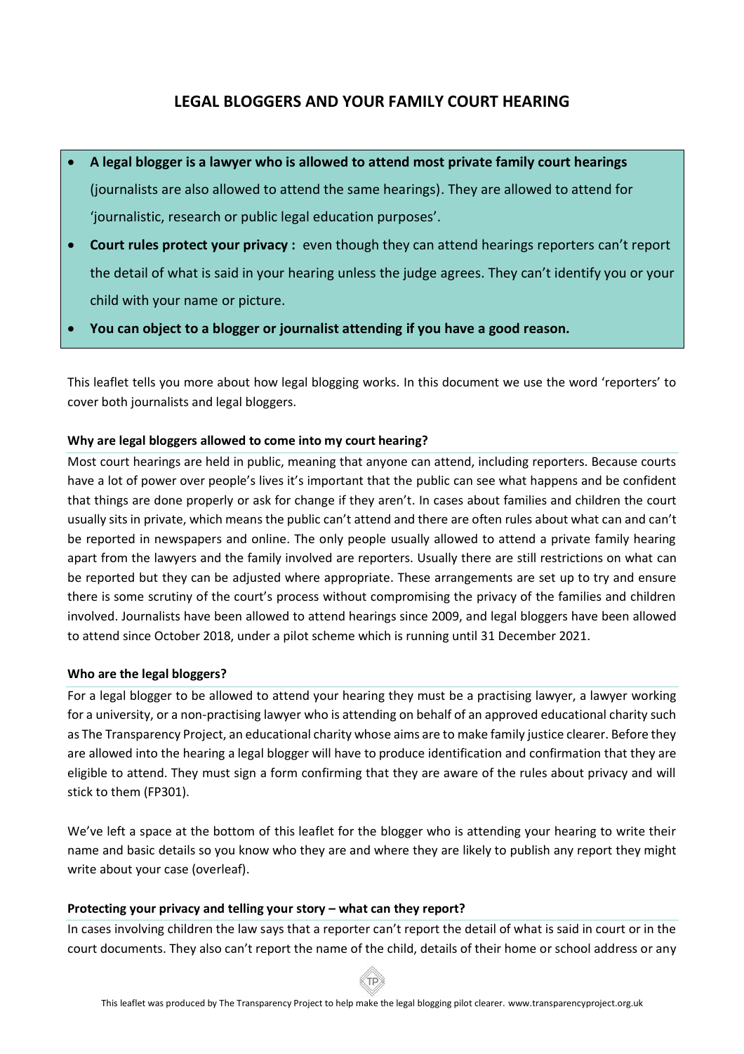# LEGAL BLOGGERS AND YOUR FAMILY COURT HEARING

- **A legal blogger is a lawyer who is allowed to attend most private family court hearings** (journalists are also allowed to attend the same hearings). They are allowed to attend for 'journalistic, research or public legal education purposes'.
- **Court rules protect your privacy :** even though they can attend hearings reporters can't report the detail of what is said in your hearing unless the judge agrees. They can't identify you or your child with your name or picture.
- **You can object to a blogger or journalist attending if you have a good reason.**

This leaflet tells you more about how legal blogging works. In this document we use the word 'reporters' to cover both journalists and legal bloggers.

### Why are legal bloggers allowed to come into my court hearing?

Most court hearings are held in public, meaning that anyone can attend, including reporters. Because courts have a lot of power over people's lives it's important that the public can see what happens and be confident that things are done properly or ask for change if they aren't. In cases about families and children the court usually sits in private, which means the public can't attend and there are often rules about what can and can't be reported in newspapers and online. The only people usually allowed to attend a private family hearing apart from the lawyers and the family involved are reporters. Usually there are still restrictions on what can be reported but they can be adjusted where appropriate. These arrangements are set up to try and ensure there is some scrutiny of the court's process without compromising the privacy of the families and children involved. Journalists have been allowed to attend hearings since 2009, and legal bloggers have been allowed to attend since October 2018, under a pilot scheme which is running until 31 December 2021.

### Who are the legal bloggers?

For a legal blogger to be allowed to attend your hearing they must be a practising lawyer, a lawyer working for a university, or a non-practising lawyer who is attending on behalf of an approved educational charity such as The Transparency Project, an educational charity whose aims are to make family justice clearer. Before they are allowed into the hearing a legal blogger will have to produce identification and confirmation that they are eligible to attend. They must sign a form confirming that they are aware of the rules about privacy and will stick to them (FP301).

We've left a space at the bottom of this leaflet for the blogger who is attending your hearing to write their name and basic details so you know who they are and where they are likely to publish any report they might write about your case (overleaf).

### Protecting your privacy and telling your story – what can they report?

In cases involving children the law says that a reporter can't report the detail of what is said in court or in the court documents. They also can't report the name of the child, details of their home or school address or any

This leaflet was produced by The Transparency Project to help make the legal blogging pilot clearer. www.transparencyproject.org.uk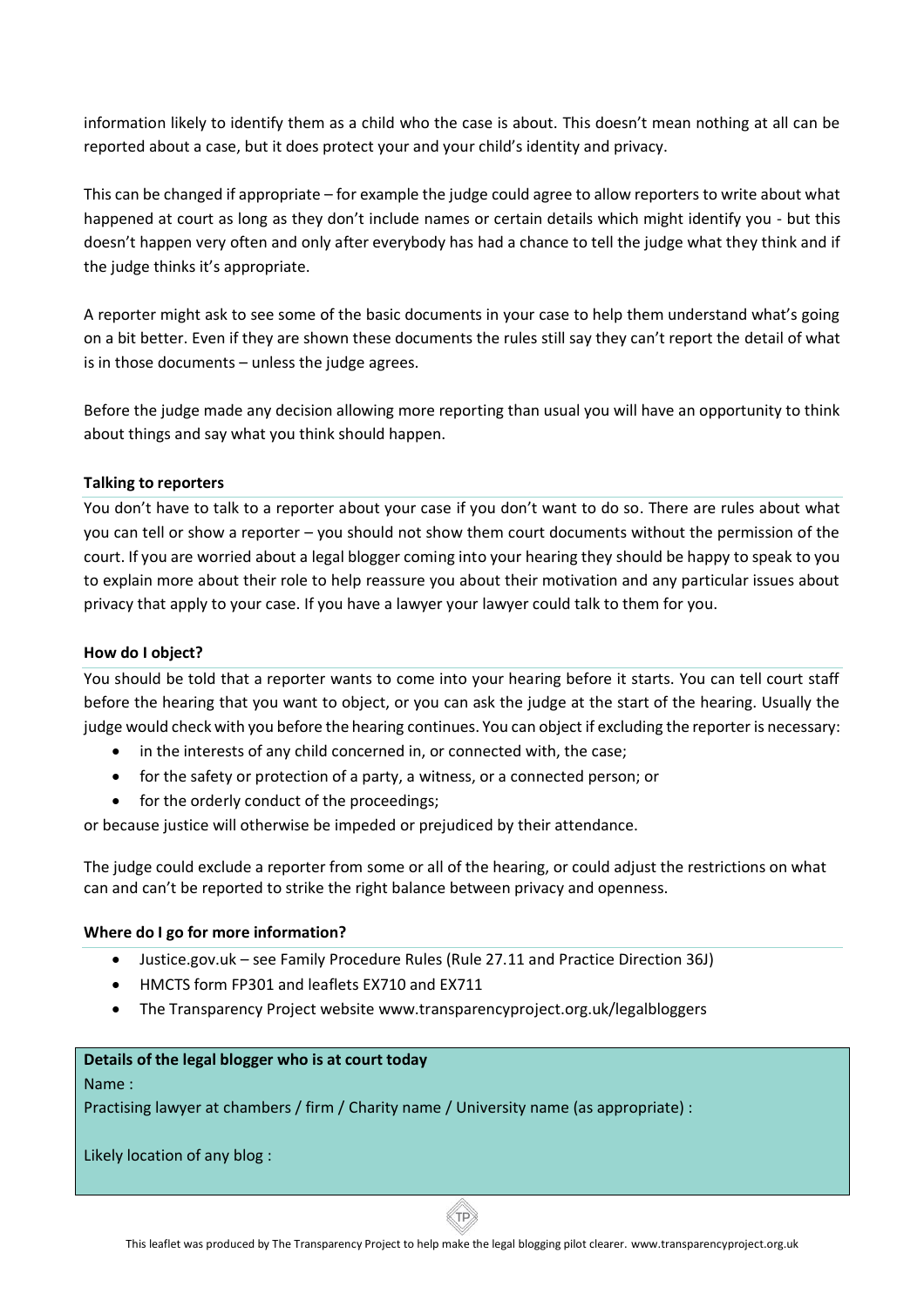information likely to identify them as a child who the case is about. This doesn't mean nothing at all can be reported about a case, but it does protect your and your child's identity and privacy.

This can be changed if appropriate – for example the judge could agree to allow reporters to write about what happened at court as long as they don't include names or certain details which might identify you - but this doesn't happen very often and only after everybody has had a chance to tell the judge what they think and if the judge thinks it's appropriate.

A reporter might ask to see some of the basic documents in your case to help them understand what's going on a bit better. Even if they are shown these documents the rules still say they can't report the detail of what is in those documents – unless the judge agrees.

Before the judge made any decision allowing more reporting than usual you will have an opportunity to think about things and say what you think should happen.

**Talking to reporters**

You don't have to talk to a reporter about your case if you don't want to do so. There are rules about what you can tell or show a reporter – you should not show them court documents without the permission of the court. If you are worried about a legal blogger coming into your hearing they should be happy to speak to you to explain more about their role to help reassure you about their motivation and any particular issues about privacy that apply to your case. If you have a lawyer your lawyer could talk to them for you.

**How do I object?**

You should be told that a reporter wants to come into your hearing before it starts. You can tell court staff before the hearing that you want to object, or you can ask the judge at the start of the hearing. Usually the judge would check with you before the hearing continues. You can object if excluding the reporter is necessary:

- in the interests of any child concerned in, or connected with, the case;
- for the safety or protection of a party, a witness, or a connected person; or
- for the orderly conduct of the proceedings;

or because justice will otherwise be impeded or prejudiced by their attendance.

The judge could exclude a reporter from some or all of the hearing, or could adjust the restrictions on what can and can't be reported to strike the right balance between privacy and openness.

**Where do I go for more information?**

- Justice.gov.uk – see Family Procedure Rules (Rule 27.11 and Practice Direction 36J)
- HMCTS form FP301 and leaflets EX710 and EX711
- The Transparency Project website www.transparencyproject.org.uk/legalbloggers

**Details of the legal blogger who is at court today**

Name :

Practising lawyer at chambers / firm / Charity name / University name (as appropriate) :

Likely location of any blog :

This leaflet was produced by The Transparency Project to help make the legal blogging pilot clearer. www.transparencyproject.org.uk